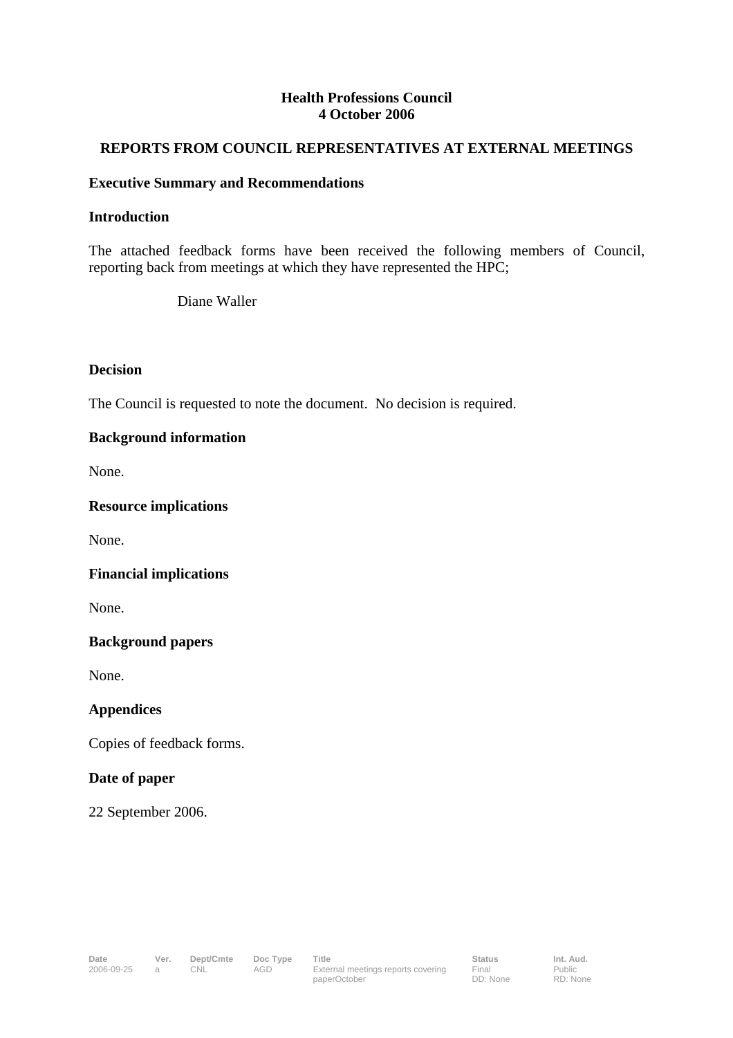**Health Professions Council**
**4 October 2006**

## REPORTS FROM COUNCIL REPRESENTATIVES AT EXTERNAL MEETINGS

### Executive Summary and Recommendations

### Introduction

The attached feedback forms have been received the following members of Council, reporting back from meetings at which they have represented the HPC;

Diane Waller

### Decision

The Council is requested to note the document. No decision is required.

### Background information

None.

### Resource implications

None.

### Financial implications

None.

### Background papers

None.

### Appendices

Copies of feedback forms.

### Date of paper

22 September 2006.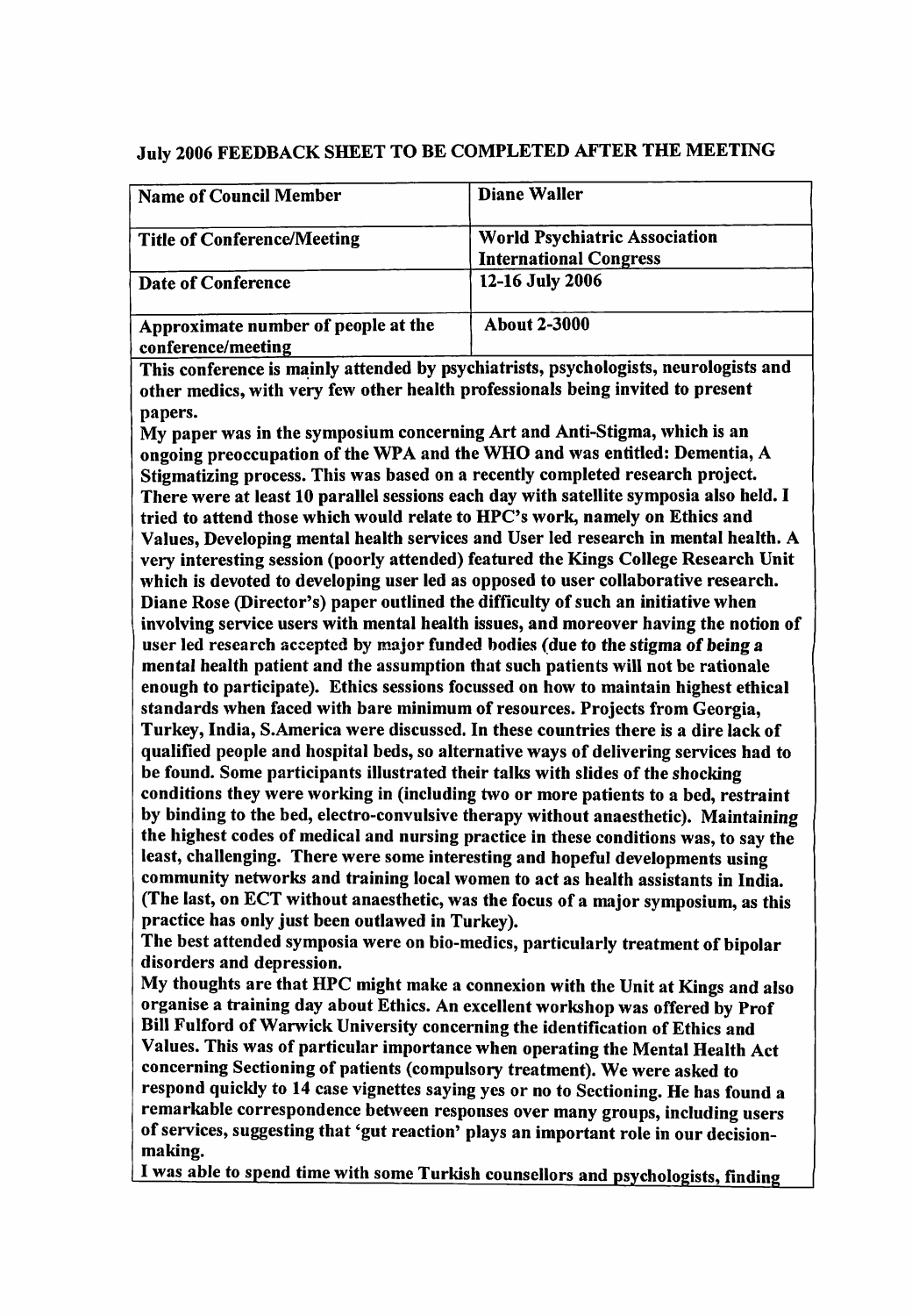## July 2006 FEEDBACK SHEET TO BE COMPLETED AFTER THE MEETING

| Name of Council Member | Diane Waller |
|---|---|
| Title of Conference/Meeting | World Psychiatric Association International Congress |
| Date of Conference | 12-16 July 2006 |
| Approximate number of people at the conference/meeting | About 2-3000 |

**This conference is mainly attended by psychiatrists, psychologists, neurologists and other medics, with very few other health professionals being invited to present papers.**

**My paper was in the symposium concerning Art and Anti-Stigma, which is an ongoing preoccupation of the WPA and the WHO and was entitled: Dementia, A Stigmatizing process. This was based on a recently completed research project. There were at least 10 parallel sessions each day with satellite symposia also held. I tried to attend those which would relate to HPC's work, namely on Ethics and Values, Developing mental health services and User led research in mental health. A very interesting session (poorly attended) featured the Kings College Research Unit which is devoted to developing user led as opposed to user collaborative research. Diane Rose (Director's) paper outlined the difficulty of such an initiative when involving service users with mental health issues, and moreover having the notion of user led research accepted by major funded bodies (due to the stigma of being a mental health patient and the assumption that such patients will not be rationale enough to participate). Ethics sessions focussed on how to maintain highest ethical standards when faced with bare minimum of resources. Projects from Georgia, Turkey, India, S.America were discussed. In these countries there is a dire lack of qualified people and hospital beds, so alternative ways of delivering services had to be found. Some participants illustrated their talks with slides of the shocking conditions they were working in (including two or more patients to a bed, restraint by binding to the bed, electro-convulsive therapy without anaesthetic). Maintaining the highest codes of medical and nursing practice in these conditions was, to say the least, challenging. There were some interesting and hopeful developments using community networks and training local women to act as health assistants in India. (The last, on ECT without anaesthetic, was the focus of a major symposium, as this practice has only just been outlawed in Turkey).**

**The best attended symposia were on bio-medics, particularly treatment of bipolar disorders and depression.**

**My thoughts are that HPC might make a connexion with the Unit at Kings and also organise a training day about Ethics. An excellent workshop was offered by Prof Bill Fulford of Warwick University concerning the identification of Ethics and Values. This was of particular importance when operating the Mental Health Act concerning Sectioning of patients (compulsory treatment). We were asked to respond quickly to 14 case vignettes saying yes or no to Sectioning. He has found a remarkable correspondence between responses over many groups, including users of services, suggesting that 'gut reaction' plays an important role in our decision-making.**

**I was able to spend time with some Turkish counsellors and psychologists, finding**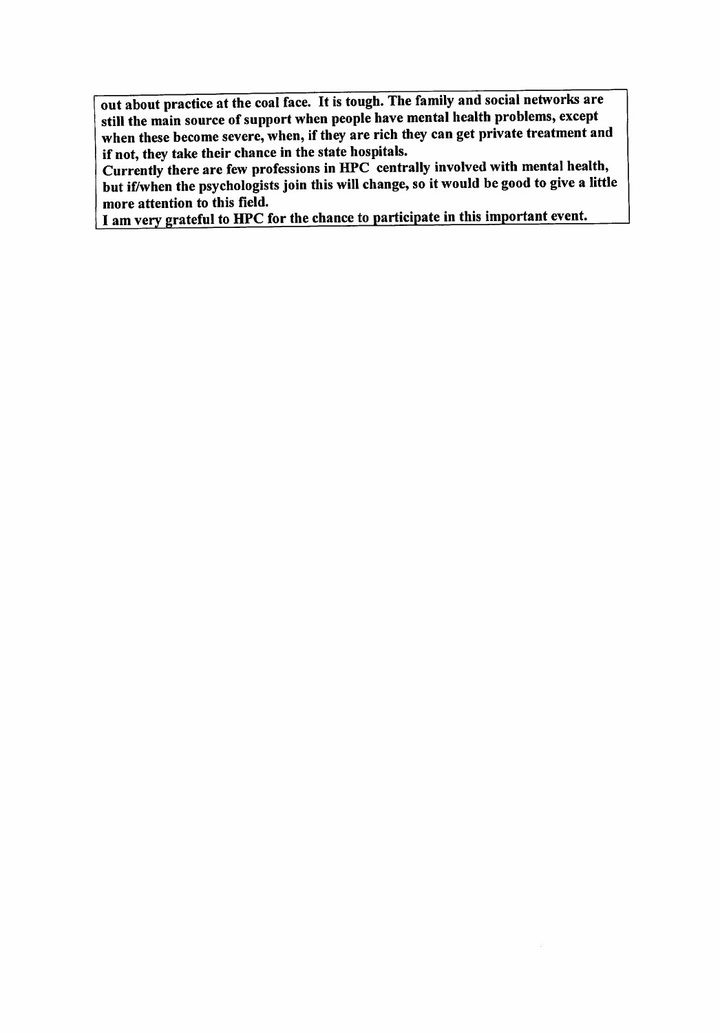**out about practice at the coal face. It is tough. The family and social networks are still the main source of support when people have mental health problems, except when these become severe, when, if they are rich they can get private treatment and if not, they take their chance in the state hospitals.**

**Currently there are few professions in HPC centrally involved with mental health, but if/when the psychologists join this will change, so it would be good to give a little more attention to this field.**

**I am very grateful to HPC for the chance to participate in this important event.**